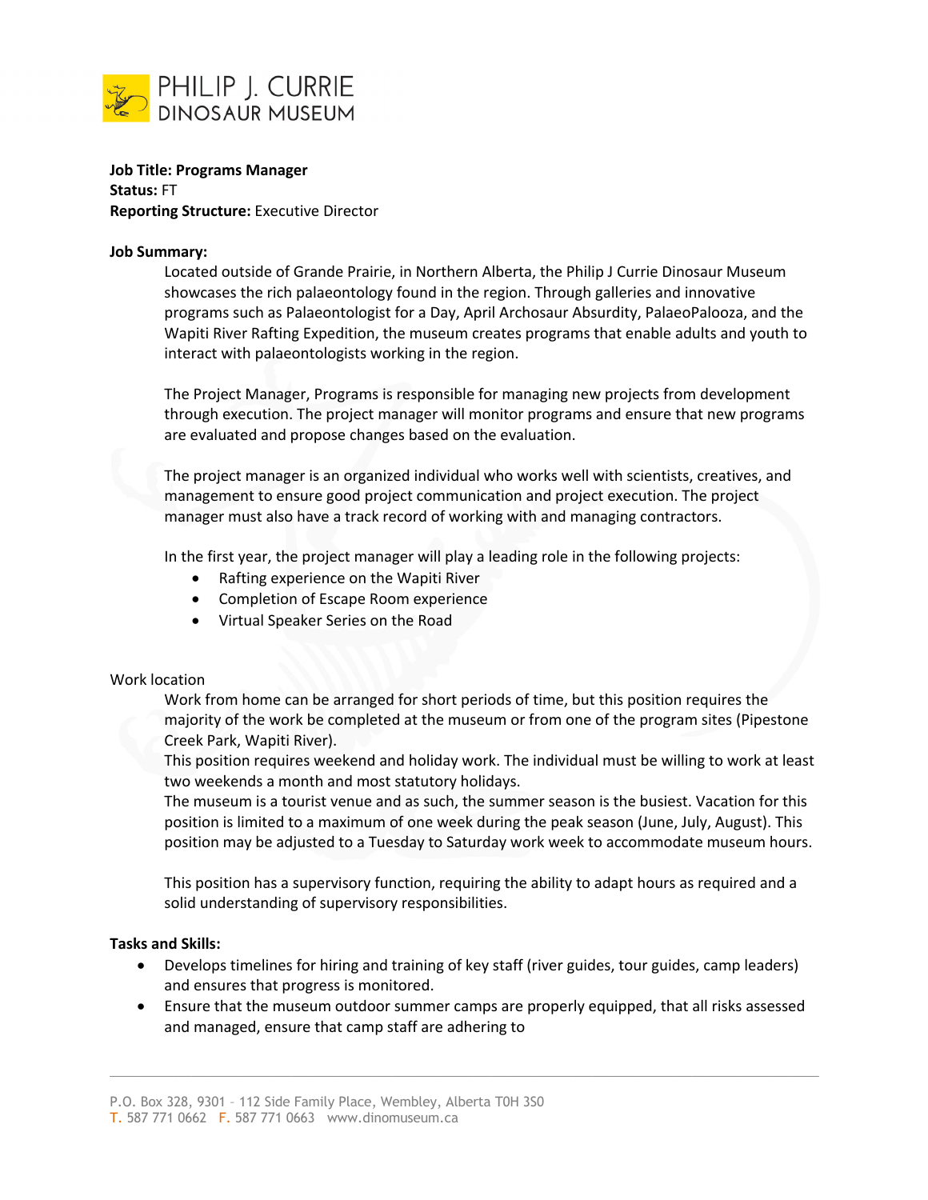PHILIP J. CURRIE
DINOSAUR MUSEUM

**Job Title: Programs Manager**
**Status:** FT
**Reporting Structure:** Executive Director

**Job Summary:**

Located outside of Grande Prairie, in Northern Alberta, the Philip J Currie Dinosaur Museum showcases the rich palaeontology found in the region. Through galleries and innovative programs such as Palaeontologist for a Day, April Archosaur Absurdity, PalaeoPalooza, and the Wapiti River Rafting Expedition, the museum creates programs that enable adults and youth to interact with palaeontologists working in the region.

The Project Manager, Programs is responsible for managing new projects from development through execution. The project manager will monitor programs and ensure that new programs are evaluated and propose changes based on the evaluation.

The project manager is an organized individual who works well with scientists, creatives, and management to ensure good project communication and project execution. The project manager must also have a track record of working with and managing contractors.

In the first year, the project manager will play a leading role in the following projects:

- Rafting experience on the Wapiti River
- Completion of Escape Room experience
- Virtual Speaker Series on the Road

Work location

Work from home can be arranged for short periods of time, but this position requires the majority of the work be completed at the museum or from one of the program sites (Pipestone Creek Park, Wapiti River).
This position requires weekend and holiday work. The individual must be willing to work at least two weekends a month and most statutory holidays.
The museum is a tourist venue and as such, the summer season is the busiest. Vacation for this position is limited to a maximum of one week during the peak season (June, July, August). This position may be adjusted to a Tuesday to Saturday work week to accommodate museum hours.

This position has a supervisory function, requiring the ability to adapt hours as required and a solid understanding of supervisory responsibilities.

**Tasks and Skills:**

- Develops timelines for hiring and training of key staff (river guides, tour guides, camp leaders) and ensures that progress is monitored.
- Ensure that the museum outdoor summer camps are properly equipped, that all risks assessed and managed, ensure that camp staff are adhering to

P.O. Box 328, 9301 – 112 Side Family Place, Wembley, Alberta T0H 3S0
T. 587 771 0662 F. 587 771 0663 www.dinomuseum.ca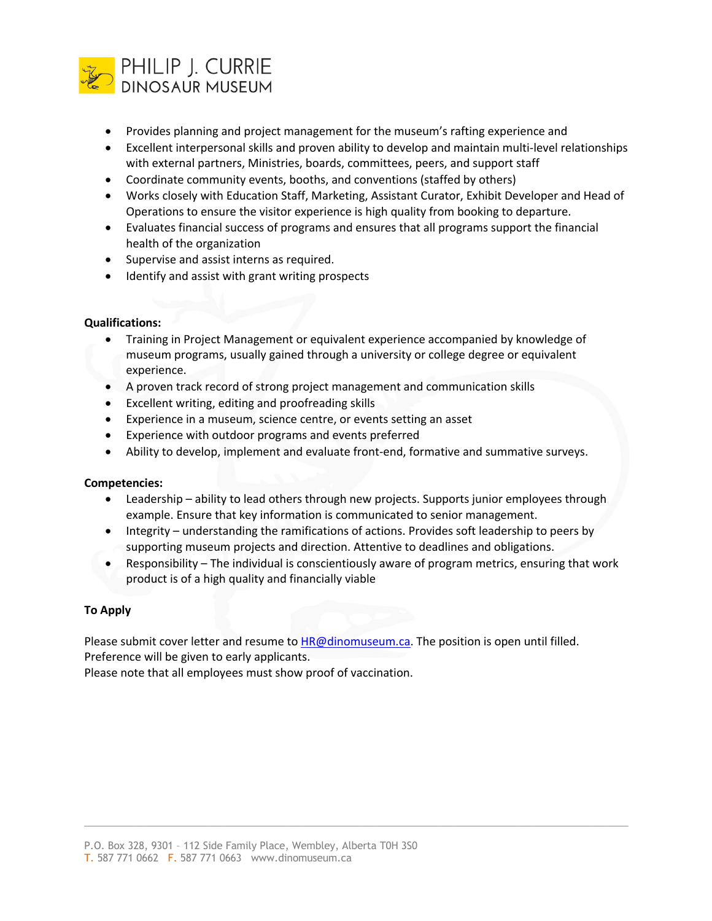- Provides planning and project management for the museum's rafting experience and
- Excellent interpersonal skills and proven ability to develop and maintain multi-level relationships with external partners, Ministries, boards, committees, peers, and support staff
- Coordinate community events, booths, and conventions (staffed by others)
- Works closely with Education Staff, Marketing, Assistant Curator, Exhibit Developer and Head of Operations to ensure the visitor experience is high quality from booking to departure.
- Evaluates financial success of programs and ensures that all programs support the financial health of the organization
- Supervise and assist interns as required.
- Identify and assist with grant writing prospects

**Qualifications:**

- Training in Project Management or equivalent experience accompanied by knowledge of museum programs, usually gained through a university or college degree or equivalent experience.
- A proven track record of strong project management and communication skills
- Excellent writing, editing and proofreading skills
- Experience in a museum, science centre, or events setting an asset
- Experience with outdoor programs and events preferred
- Ability to develop, implement and evaluate front-end, formative and summative surveys.

**Competencies:**

- Leadership – ability to lead others through new projects. Supports junior employees through example. Ensure that key information is communicated to senior management.
- Integrity – understanding the ramifications of actions. Provides soft leadership to peers by supporting museum projects and direction. Attentive to deadlines and obligations.
- Responsibility – The individual is conscientiously aware of program metrics, ensuring that work product is of a high quality and financially viable

**To Apply**

Please submit cover letter and resume to HR@dinomuseum.ca. The position is open until filled. Preference will be given to early applicants.
Please note that all employees must show proof of vaccination.